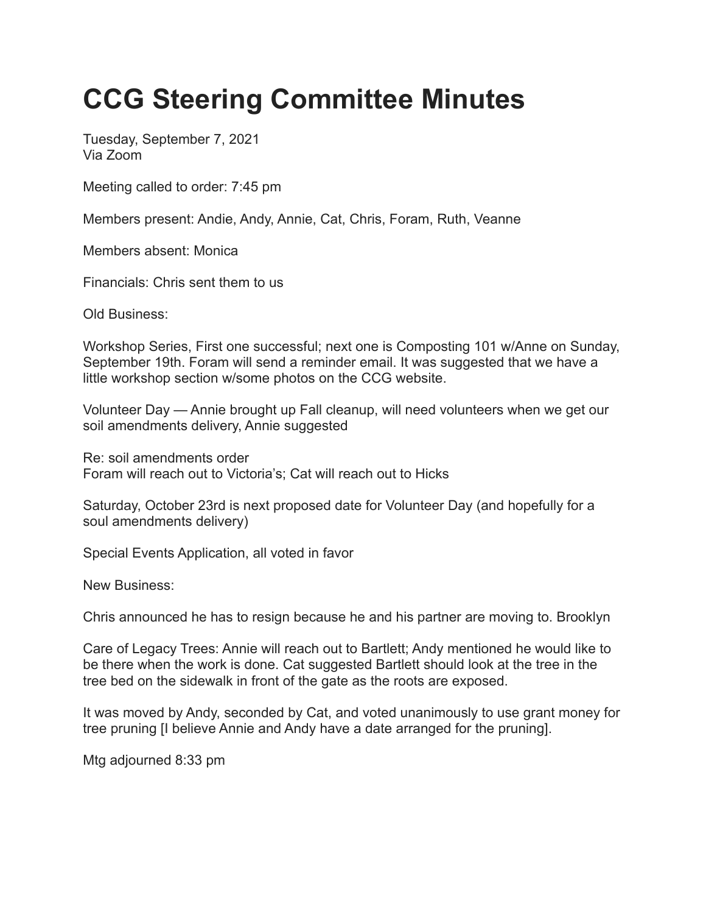# CCG Steering Committee Minutes

Tuesday, September 7, 2021
Via Zoom

Meeting called to order: 7:45 pm

Members present: Andie, Andy, Annie, Cat, Chris, Foram, Ruth, Veanne

Members absent: Monica

Financials: Chris sent them to us

Old Business:

Workshop Series, First one successful; next one is Composting 101 w/Anne on Sunday, September 19th. Foram will send a reminder email. It was suggested that we have a little workshop section w/some photos on the CCG website.

Volunteer Day — Annie brought up Fall cleanup, will need volunteers when we get our soil amendments delivery, Annie suggested

Re: soil amendments order
Foram will reach out to Victoria's; Cat will reach out to Hicks

Saturday, October 23rd is next proposed date for Volunteer Day (and hopefully for a soul amendments delivery)

Special Events Application, all voted in favor

New Business:

Chris announced he has to resign because he and his partner are moving to. Brooklyn

Care of Legacy Trees: Annie will reach out to Bartlett; Andy mentioned he would like to be there when the work is done. Cat suggested Bartlett should look at the tree in the tree bed on the sidewalk in front of the gate as the roots are exposed.

It was moved by Andy, seconded by Cat, and voted unanimously to use grant money for tree pruning [I believe Annie and Andy have a date arranged for the pruning].

Mtg adjourned 8:33 pm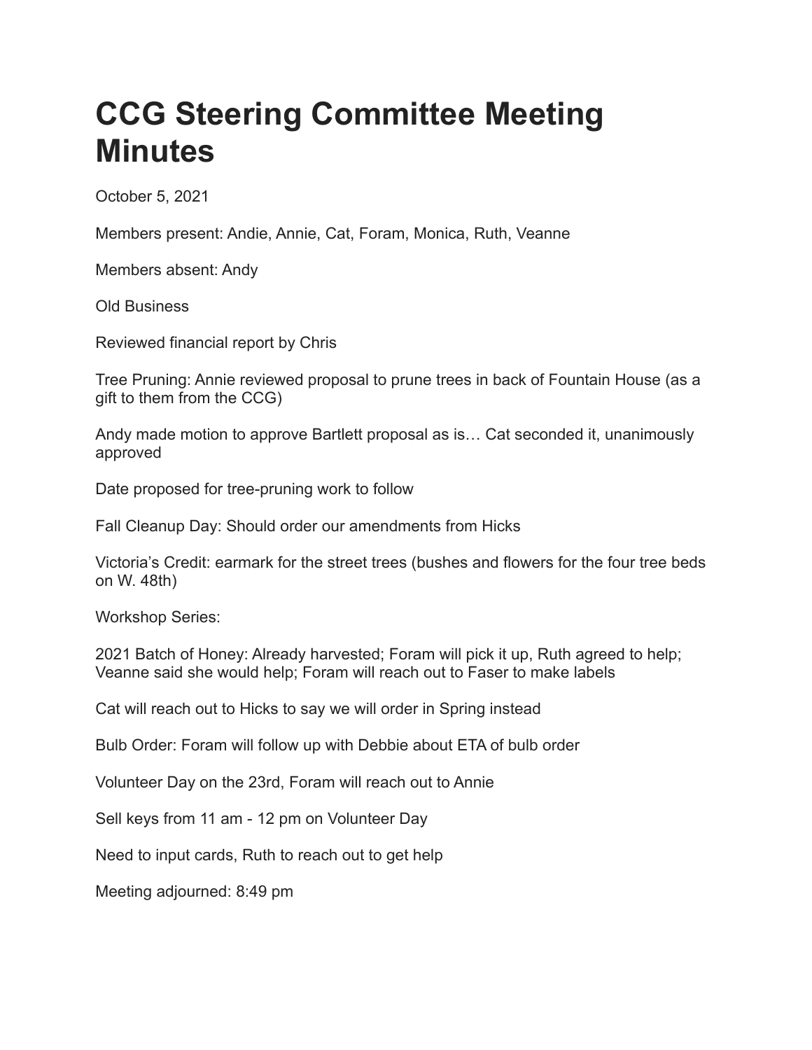# CCG Steering Committee Meeting Minutes

October 5, 2021

Members present: Andie, Annie, Cat, Foram, Monica, Ruth, Veanne

Members absent: Andy

Old Business

Reviewed financial report by Chris

Tree Pruning: Annie reviewed proposal to prune trees in back of Fountain House (as a gift to them from the CCG)

Andy made motion to approve Bartlett proposal as is… Cat seconded it, unanimously approved

Date proposed for tree-pruning work to follow

Fall Cleanup Day: Should order our amendments from Hicks

Victoria's Credit: earmark for the street trees (bushes and flowers for the four tree beds on W. 48th)

Workshop Series:

2021 Batch of Honey: Already harvested; Foram will pick it up, Ruth agreed to help; Veanne said she would help; Foram will reach out to Faser to make labels

Cat will reach out to Hicks to say we will order in Spring instead

Bulb Order: Foram will follow up with Debbie about ETA of bulb order

Volunteer Day on the 23rd, Foram will reach out to Annie

Sell keys from 11 am - 12 pm on Volunteer Day

Need to input cards, Ruth to reach out to get help

Meeting adjourned: 8:49 pm